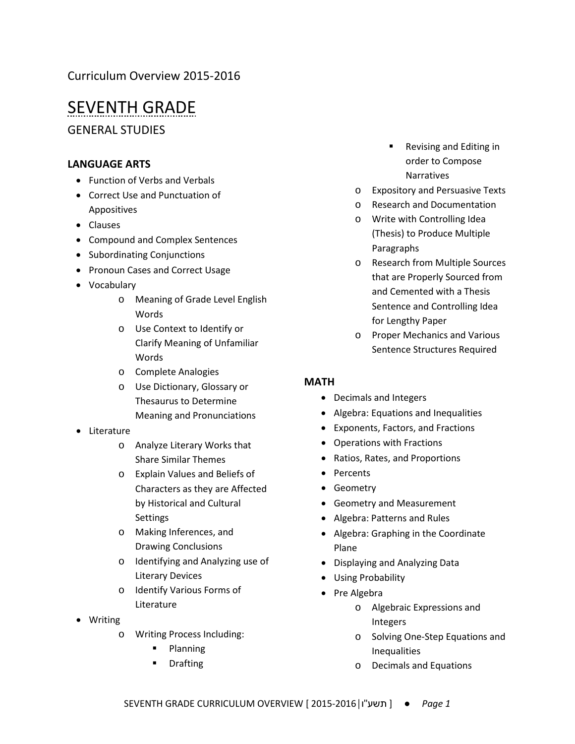Curriculum Overview 2015-2016

# SEVENTH GRADE

## GENERAL STUDIES

### LANGUAGE ARTS

- Function of Verbs and Verbals
- Correct Use and Punctuation of Appositives
- Clauses
- Compound and Complex Sentences
- Subordinating Conjunctions
- Pronoun Cases and Correct Usage
- Vocabulary
  - Meaning of Grade Level English Words
  - Use Context to Identify or Clarify Meaning of Unfamiliar Words
  - Complete Analogies
  - Use Dictionary, Glossary or Thesaurus to Determine Meaning and Pronunciations
- Literature
  - Analyze Literary Works that Share Similar Themes
  - Explain Values and Beliefs of Characters as they are Affected by Historical and Cultural Settings
  - Making Inferences, and Drawing Conclusions
  - Identifying and Analyzing use of Literary Devices
  - Identify Various Forms of Literature
- Writing
  - Writing Process Including:
    - Planning
    - Drafting
    - Revising and Editing in order to Compose Narratives
  - Expository and Persuasive Texts
  - Research and Documentation
  - Write with Controlling Idea (Thesis) to Produce Multiple Paragraphs
  - Research from Multiple Sources that are Properly Sourced from and Cemented with a Thesis Sentence and Controlling Idea for Lengthy Paper
  - Proper Mechanics and Various Sentence Structures Required

### MATH

- Decimals and Integers
- Algebra: Equations and Inequalities
- Exponents, Factors, and Fractions
- Operations with Fractions
- Ratios, Rates, and Proportions
- Percents
- Geometry
- Geometry and Measurement
- Algebra: Patterns and Rules
- Algebra: Graphing in the Coordinate Plane
- Displaying and Analyzing Data
- Using Probability
- Pre Algebra
  - Algebraic Expressions and Integers
  - Solving One-Step Equations and Inequalities
  - Decimals and Equations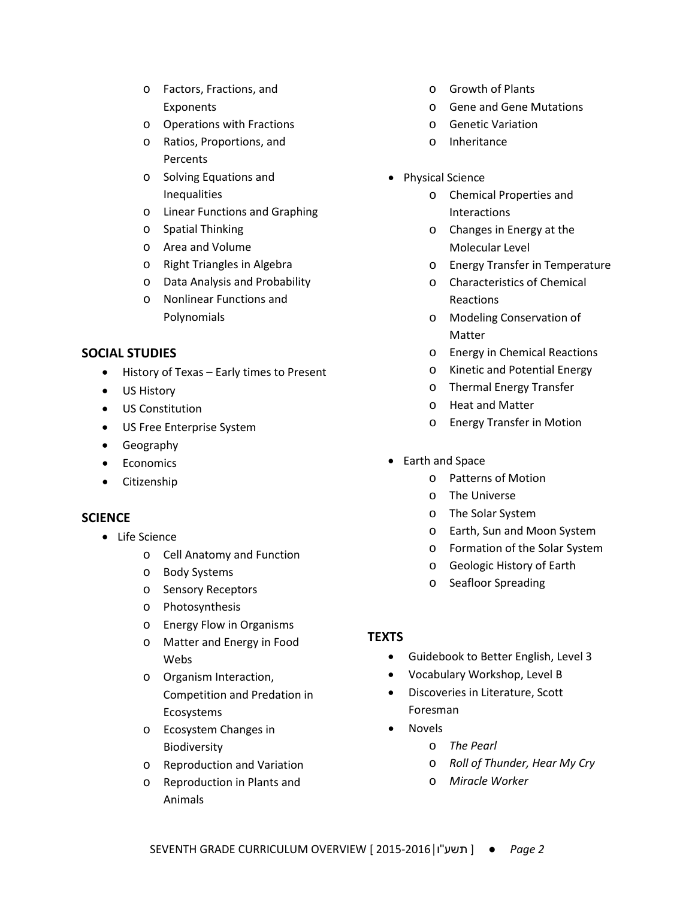- Factors, Fractions, and Exponents
- Operations with Fractions
- Ratios, Proportions, and Percents
- Solving Equations and Inequalities
- Linear Functions and Graphing
- Spatial Thinking
- Area and Volume
- Right Triangles in Algebra
- Data Analysis and Probability
- Nonlinear Functions and Polynomials

## SOCIAL STUDIES

- History of Texas – Early times to Present
- US History
- US Constitution
- US Free Enterprise System
- Geography
- Economics
- Citizenship

## SCIENCE

- Life Science
    - Cell Anatomy and Function
    - Body Systems
    - Sensory Receptors
    - Photosynthesis
    - Energy Flow in Organisms
    - Matter and Energy in Food Webs
    - Organism Interaction, Competition and Predation in Ecosystems
    - Ecosystem Changes in Biodiversity
    - Reproduction and Variation
    - Reproduction in Plants and Animals
    - Growth of Plants
    - Gene and Gene Mutations
    - Genetic Variation
    - Inheritance
- Physical Science
    - Chemical Properties and Interactions
    - Changes in Energy at the Molecular Level
    - Energy Transfer in Temperature
    - Characteristics of Chemical Reactions
    - Modeling Conservation of Matter
    - Energy in Chemical Reactions
    - Kinetic and Potential Energy
    - Thermal Energy Transfer
    - Heat and Matter
    - Energy Transfer in Motion
- Earth and Space
    - Patterns of Motion
    - The Universe
    - The Solar System
    - Earth, Sun and Moon System
    - Formation of the Solar System
    - Geologic History of Earth
    - Seafloor Spreading

## TEXTS

- Guidebook to Better English, Level 3
- Vocabulary Workshop, Level B
- Discoveries in Literature, Scott Foresman
- Novels
    - *The Pearl*
    - *Roll of Thunder, Hear My Cry*
    - *Miracle Worker*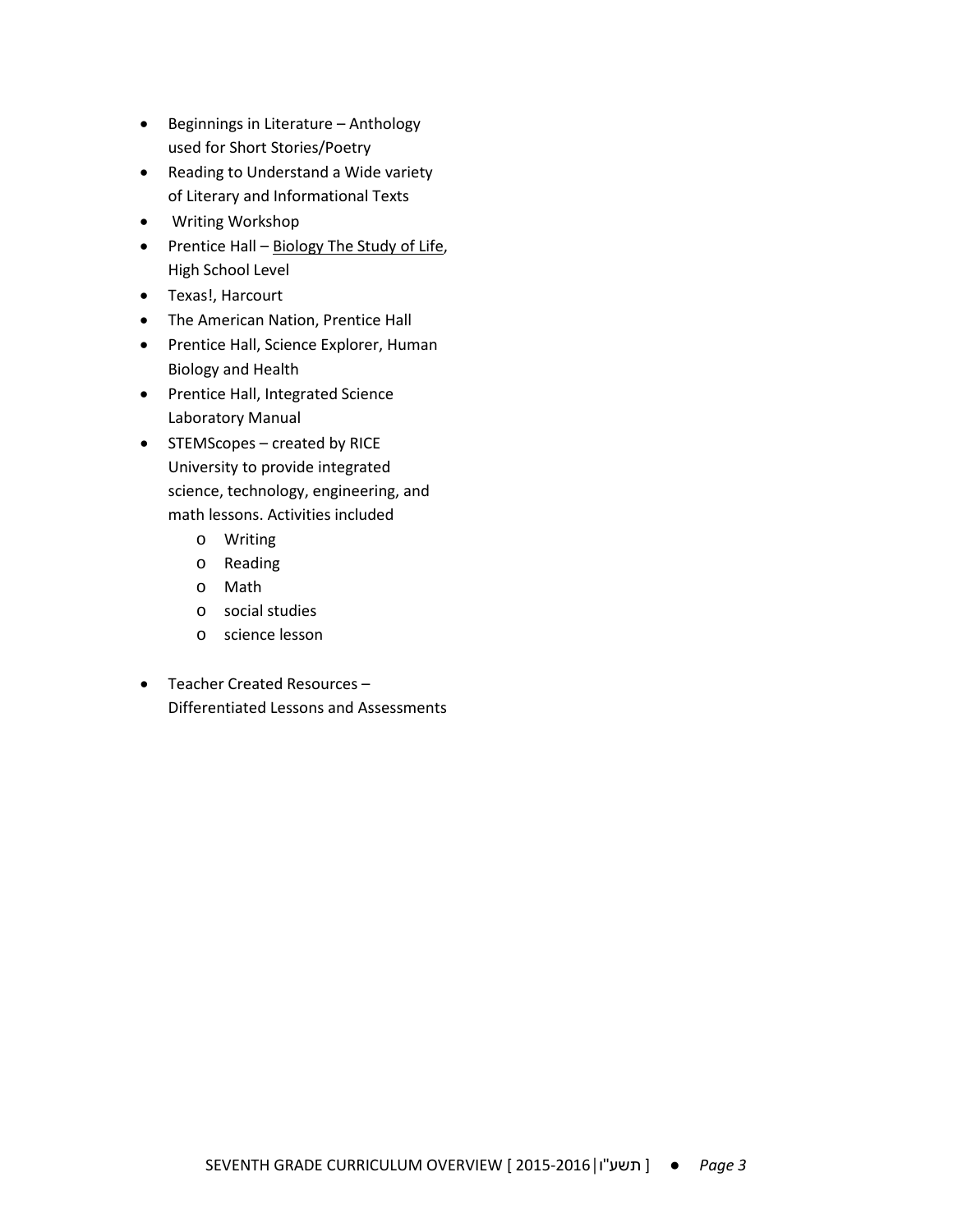- Beginnings in Literature – Anthology used for Short Stories/Poetry
- Reading to Understand a Wide variety of Literary and Informational Texts
- Writing Workshop
- Prentice Hall – Biology The Study of Life, High School Level
- Texas!, Harcourt
- The American Nation, Prentice Hall
- Prentice Hall, Science Explorer, Human Biology and Health
- Prentice Hall, Integrated Science Laboratory Manual
- STEMScopes – created by RICE University to provide integrated science, technology, engineering, and math lessons. Activities included
    - Writing
    - Reading
    - Math
    - social studies
    - science lesson
- Teacher Created Resources – Differentiated Lessons and Assessments